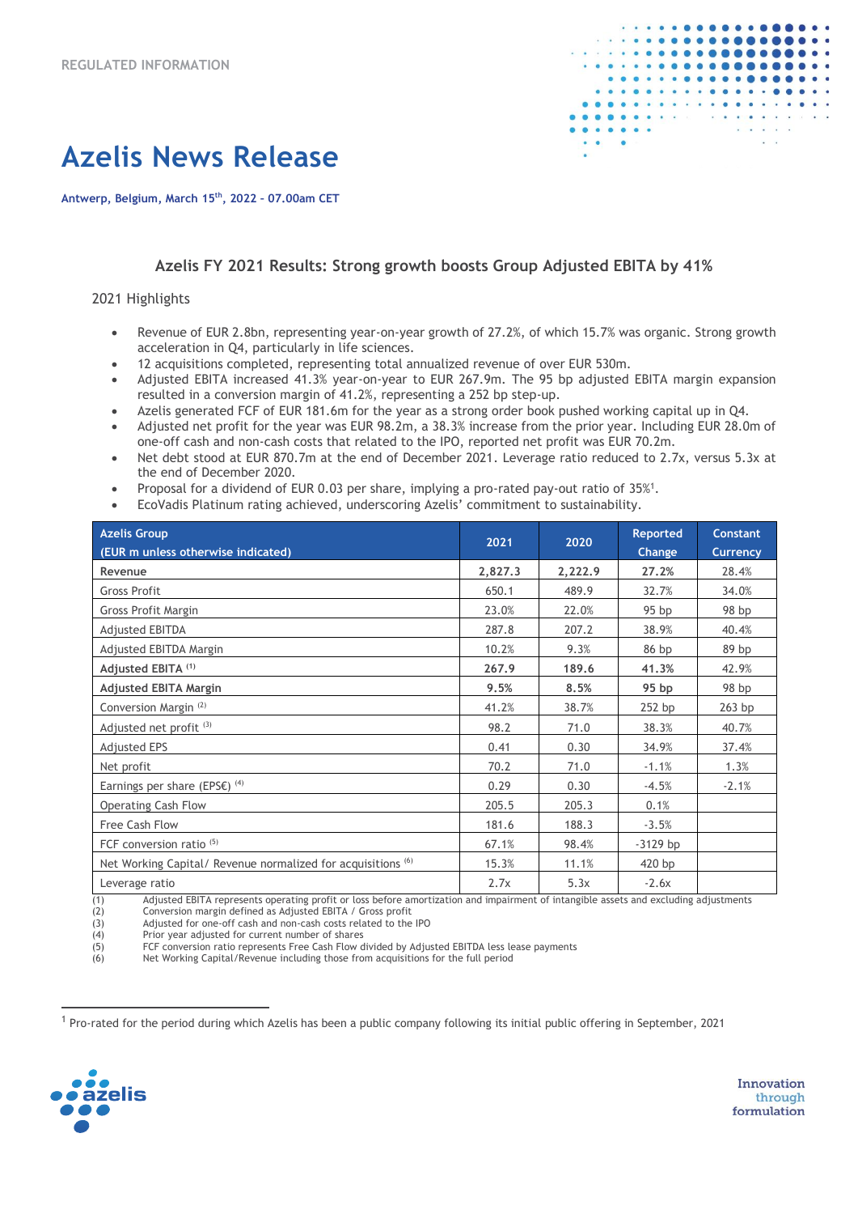REGULATED INFORMATION

# Azelis News Release

**Antwerp, Belgium, March 15th, 2022 – 07.00am CET**

## Azelis FY 2021 Results: Strong growth boosts Group Adjusted EBITA by 41%

2021 Highlights

- Revenue of EUR 2.8bn, representing year-on-year growth of 27.2%, of which 15.7% was organic. Strong growth acceleration in Q4, particularly in life sciences.
- 12 acquisitions completed, representing total annualized revenue of over EUR 530m.
- Adjusted EBITA increased 41.3% year-on-year to EUR 267.9m. The 95 bp adjusted EBITA margin expansion resulted in a conversion margin of 41.2%, representing a 252 bp step-up.
- Azelis generated FCF of EUR 181.6m for the year as a strong order book pushed working capital up in Q4.
- Adjusted net profit for the year was EUR 98.2m, a 38.3% increase from the prior year. Including EUR 28.0m of one-off cash and non-cash costs that related to the IPO, reported net profit was EUR 70.2m.
- Net debt stood at EUR 870.7m at the end of December 2021. Leverage ratio reduced to 2.7x, versus 5.3x at the end of December 2020.
- Proposal for a dividend of EUR 0.03 per share, implying a pro-rated pay-out ratio of 35%[1].
- EcoVadis Platinum rating achieved, underscoring Azelis' commitment to sustainability.

| Azelis Group (EUR m unless otherwise indicated) | 2021 | 2020 | Reported Change | Constant Currency |
|---|---|---|---|---|
| **Revenue** | **2,827.3** | **2,222.9** | **27.2%** | 28.4% |
| Gross Profit | 650.1 | 489.9 | 32.7% | 34.0% |
| Gross Profit Margin | 23.0% | 22.0% | 95 bp | 98 bp |
| Adjusted EBITDA | 287.8 | 207.2 | 38.9% | 40.4% |
| Adjusted EBITDA Margin | 10.2% | 9.3% | 86 bp | 89 bp |
| **Adjusted EBITA** (1) | **267.9** | **189.6** | **41.3%** | 42.9% |
| **Adjusted EBITA Margin** | **9.5%** | **8.5%** | **95 bp** | 98 bp |
| Conversion Margin (2) | 41.2% | 38.7% | 252 bp | 263 bp |
| Adjusted net profit (3) | 98.2 | 71.0 | 38.3% | 40.7% |
| Adjusted EPS | 0.41 | 0.30 | 34.9% | 37.4% |
| Net profit | 70.2 | 71.0 | -1.1% | 1.3% |
| Earnings per share (EPS€) (4) | 0.29 | 0.30 | -4.5% | -2.1% |
| Operating Cash Flow | 205.5 | 205.3 | 0.1% | |
| Free Cash Flow | 181.6 | 188.3 | -3.5% | |
| FCF conversion ratio (5) | 67.1% | 98.4% | -3129 bp | |
| Net Working Capital/ Revenue normalized for acquisitions (6) | 15.3% | 11.1% | 420 bp | |
| Leverage ratio | 2.7x | 5.3x | -2.6x | |

(1) Adjusted EBITA represents operating profit or loss before amortization and impairment of intangible assets and excluding adjustments
(2) Conversion margin defined as Adjusted EBITA / Gross profit
(3) Adjusted for one-off cash and non-cash costs related to the IPO
(4) Prior year adjusted for current number of shares
(5) FCF conversion ratio represents Free Cash Flow divided by Adjusted EBITDA less lease payments
(6) Net Working Capital/Revenue including those from acquisitions for the full period

[1] Pro-rated for the period during which Azelis has been a public company following its initial public offering in September, 2021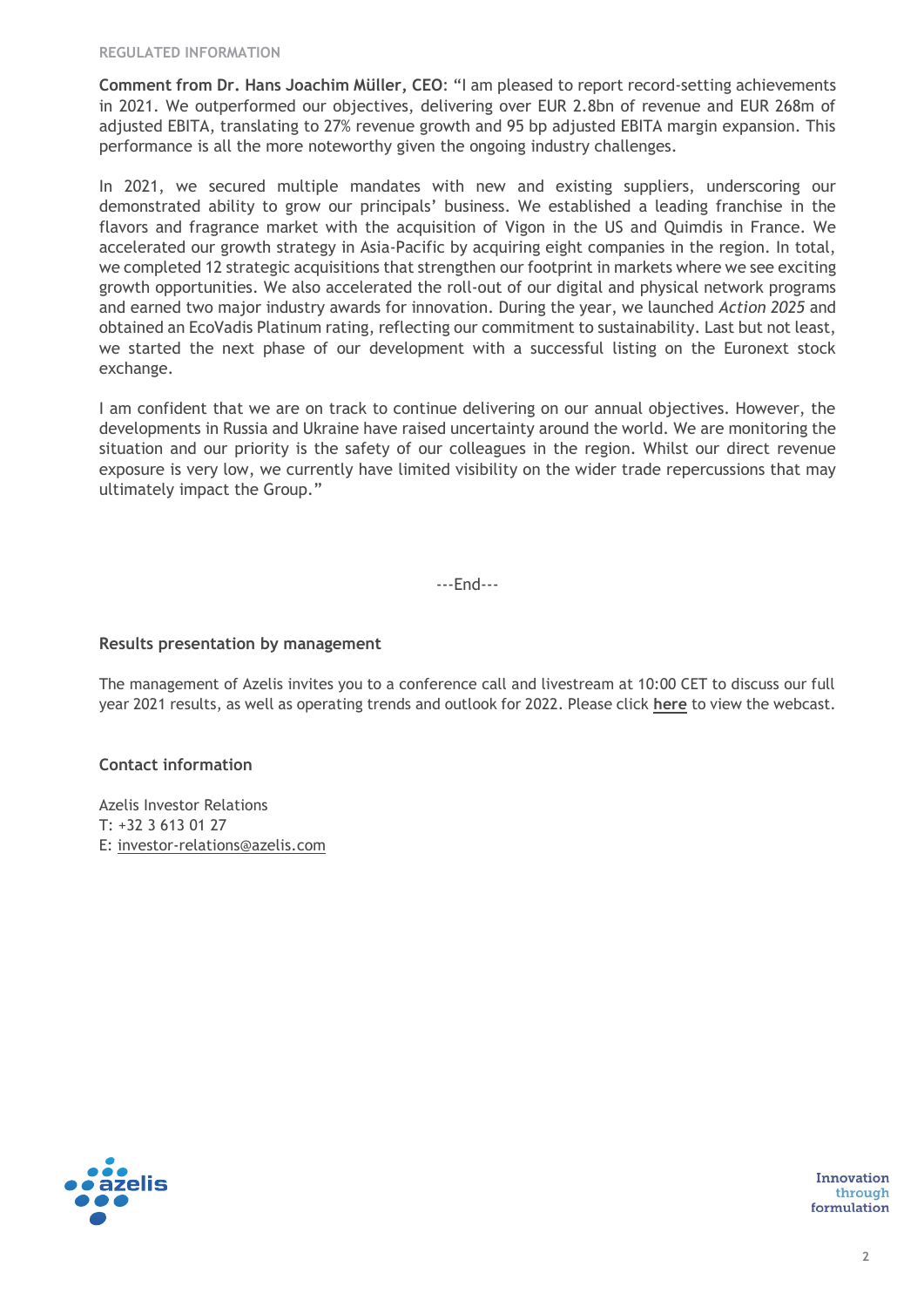REGULATED INFORMATION

**Comment from Dr. Hans Joachim Müller, CEO**: "I am pleased to report record-setting achievements in 2021. We outperformed our objectives, delivering over EUR 2.8bn of revenue and EUR 268m of adjusted EBITA, translating to 27% revenue growth and 95 bp adjusted EBITA margin expansion. This performance is all the more noteworthy given the ongoing industry challenges.

In 2021, we secured multiple mandates with new and existing suppliers, underscoring our demonstrated ability to grow our principals' business. We established a leading franchise in the flavors and fragrance market with the acquisition of Vigon in the US and Quimdis in France. We accelerated our growth strategy in Asia-Pacific by acquiring eight companies in the region. In total, we completed 12 strategic acquisitions that strengthen our footprint in markets where we see exciting growth opportunities. We also accelerated the roll-out of our digital and physical network programs and earned two major industry awards for innovation. During the year, we launched *Action 2025* and obtained an EcoVadis Platinum rating, reflecting our commitment to sustainability. Last but not least, we started the next phase of our development with a successful listing on the Euronext stock exchange.

I am confident that we are on track to continue delivering on our annual objectives. However, the developments in Russia and Ukraine have raised uncertainty around the world. We are monitoring the situation and our priority is the safety of our colleagues in the region. Whilst our direct revenue exposure is very low, we currently have limited visibility on the wider trade repercussions that may ultimately impact the Group."

---End---

### Results presentation by management

The management of Azelis invites you to a conference call and livestream at 10:00 CET to discuss our full year 2021 results, as well as operating trends and outlook for 2022. Please click **here** to view the webcast.

### Contact information

Azelis Investor Relations
T: +32 3 613 01 27
E: investor-relations@azelis.com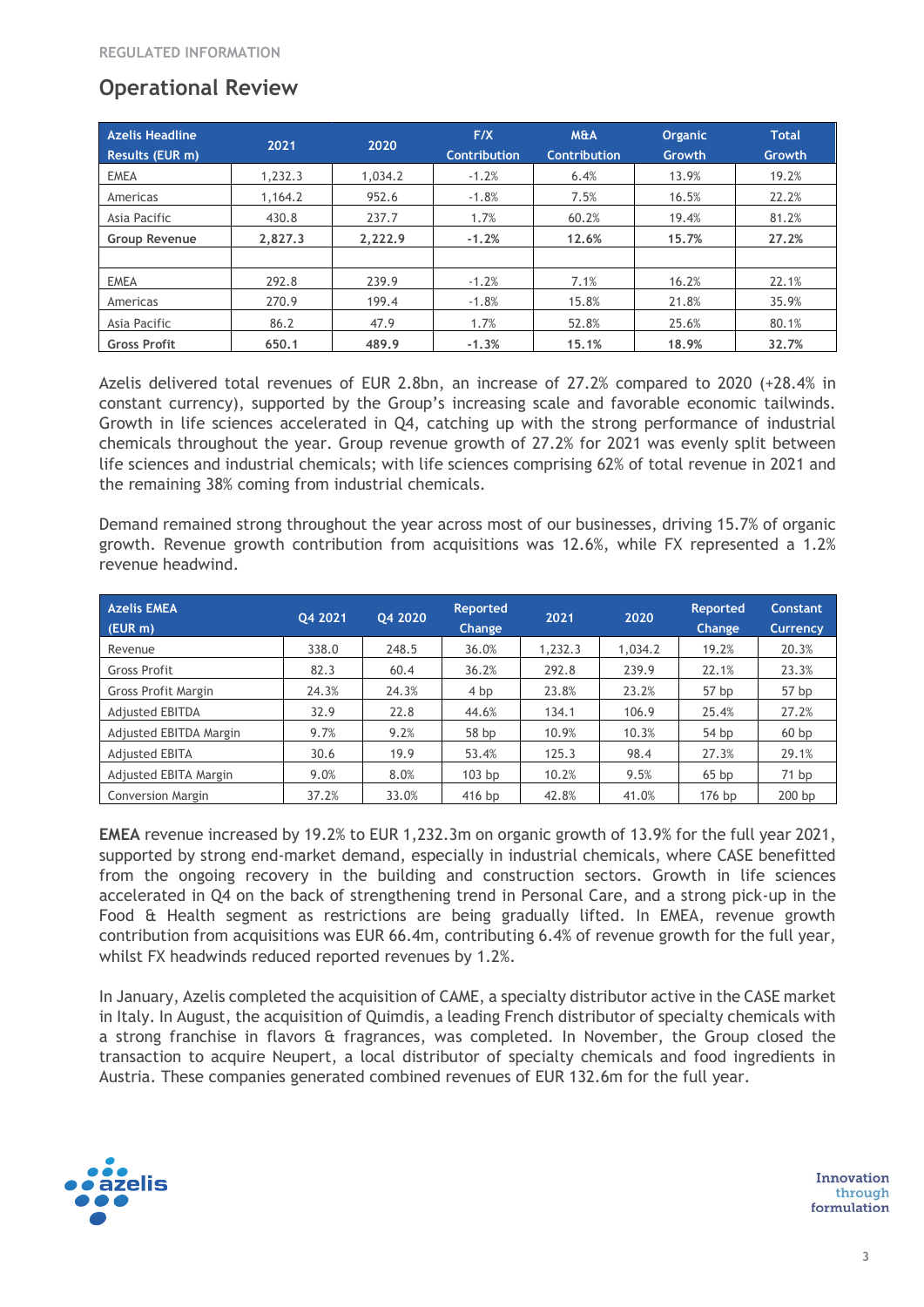REGULATED INFORMATION

## Operational Review

| Azelis Headline Results (EUR m) | 2021 | 2020 | F/X Contribution | M&A Contribution | Organic Growth | Total Growth |
|---|---|---|---|---|---|---|
| EMEA | 1,232.3 | 1,034.2 | -1.2% | 6.4% | 13.9% | 19.2% |
| Americas | 1,164.2 | 952.6 | -1.8% | 7.5% | 16.5% | 22.2% |
| Asia Pacific | 430.8 | 237.7 | 1.7% | 60.2% | 19.4% | 81.2% |
| **Group Revenue** | **2,827.3** | **2,222.9** | **-1.2%** | **12.6%** | **15.7%** | **27.2%** |
| | | | | | | |
| EMEA | 292.8 | 239.9 | -1.2% | 7.1% | 16.2% | 22.1% |
| Americas | 270.9 | 199.4 | -1.8% | 15.8% | 21.8% | 35.9% |
| Asia Pacific | 86.2 | 47.9 | 1.7% | 52.8% | 25.6% | 80.1% |
| **Gross Profit** | **650.1** | **489.9** | **-1.3%** | **15.1%** | **18.9%** | **32.7%** |

Azelis delivered total revenues of EUR 2.8bn, an increase of 27.2% compared to 2020 (+28.4% in constant currency), supported by the Group's increasing scale and favorable economic tailwinds. Growth in life sciences accelerated in Q4, catching up with the strong performance of industrial chemicals throughout the year. Group revenue growth of 27.2% for 2021 was evenly split between life sciences and industrial chemicals; with life sciences comprising 62% of total revenue in 2021 and the remaining 38% coming from industrial chemicals.

Demand remained strong throughout the year across most of our businesses, driving 15.7% of organic growth. Revenue growth contribution from acquisitions was 12.6%, while FX represented a 1.2% revenue headwind.

| Azelis EMEA (EUR m) | Q4 2021 | Q4 2020 | Reported Change | 2021 | 2020 | Reported Change | Constant Currency |
|---|---|---|---|---|---|---|---|
| Revenue | 338.0 | 248.5 | 36.0% | 1,232.3 | 1,034.2 | 19.2% | 20.3% |
| Gross Profit | 82.3 | 60.4 | 36.2% | 292.8 | 239.9 | 22.1% | 23.3% |
| Gross Profit Margin | 24.3% | 24.3% | 4 bp | 23.8% | 23.2% | 57 bp | 57 bp |
| Adjusted EBITDA | 32.9 | 22.8 | 44.6% | 134.1 | 106.9 | 25.4% | 27.2% |
| Adjusted EBITDA Margin | 9.7% | 9.2% | 58 bp | 10.9% | 10.3% | 54 bp | 60 bp |
| Adjusted EBITA | 30.6 | 19.9 | 53.4% | 125.3 | 98.4 | 27.3% | 29.1% |
| Adjusted EBITA Margin | 9.0% | 8.0% | 103 bp | 10.2% | 9.5% | 65 bp | 71 bp |
| Conversion Margin | 37.2% | 33.0% | 416 bp | 42.8% | 41.0% | 176 bp | 200 bp |

**EMEA** revenue increased by 19.2% to EUR 1,232.3m on organic growth of 13.9% for the full year 2021, supported by strong end-market demand, especially in industrial chemicals, where CASE benefitted from the ongoing recovery in the building and construction sectors. Growth in life sciences accelerated in Q4 on the back of strengthening trend in Personal Care, and a strong pick-up in the Food & Health segment as restrictions are being gradually lifted. In EMEA, revenue growth contribution from acquisitions was EUR 66.4m, contributing 6.4% of revenue growth for the full year, whilst FX headwinds reduced reported revenues by 1.2%.

In January, Azelis completed the acquisition of CAME, a specialty distributor active in the CASE market in Italy. In August, the acquisition of Quimdis, a leading French distributor of specialty chemicals with a strong franchise in flavors & fragrances, was completed. In November, the Group closed the transaction to acquire Neupert, a local distributor of specialty chemicals and food ingredients in Austria. These companies generated combined revenues of EUR 132.6m for the full year.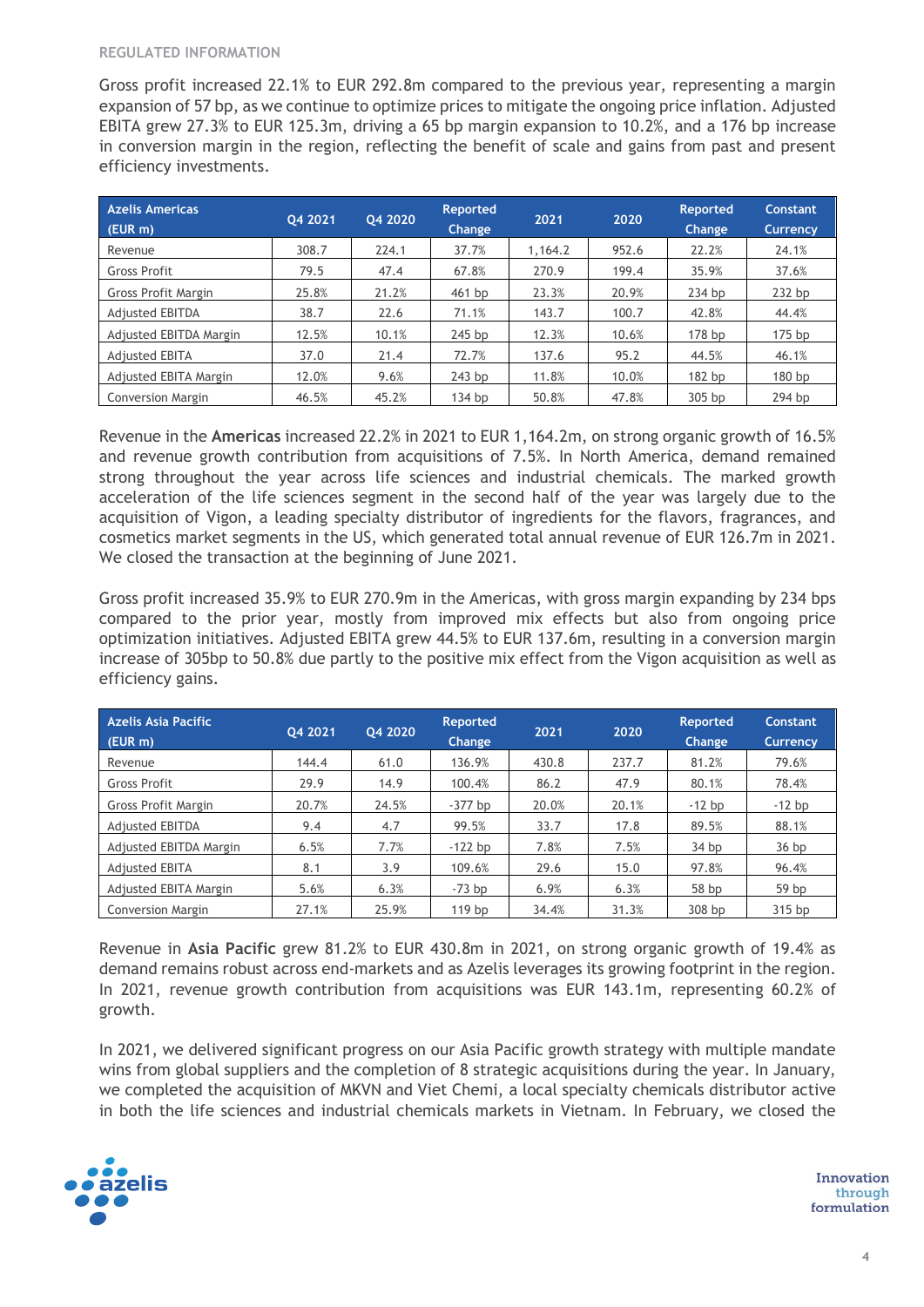REGULATED INFORMATION

Gross profit increased 22.1% to EUR 292.8m compared to the previous year, representing a margin expansion of 57 bp, as we continue to optimize prices to mitigate the ongoing price inflation. Adjusted EBITA grew 27.3% to EUR 125.3m, driving a 65 bp margin expansion to 10.2%, and a 176 bp increase in conversion margin in the region, reflecting the benefit of scale and gains from past and present efficiency investments.

| Azelis Americas (EUR m) | Q4 2021 | Q4 2020 | Reported Change | 2021 | 2020 | Reported Change | Constant Currency |
|---|---|---|---|---|---|---|---|
| Revenue | 308.7 | 224.1 | 37.7% | 1,164.2 | 952.6 | 22.2% | 24.1% |
| Gross Profit | 79.5 | 47.4 | 67.8% | 270.9 | 199.4 | 35.9% | 37.6% |
| Gross Profit Margin | 25.8% | 21.2% | 461 bp | 23.3% | 20.9% | 234 bp | 232 bp |
| Adjusted EBITDA | 38.7 | 22.6 | 71.1% | 143.7 | 100.7 | 42.8% | 44.4% |
| Adjusted EBITDA Margin | 12.5% | 10.1% | 245 bp | 12.3% | 10.6% | 178 bp | 175 bp |
| Adjusted EBITA | 37.0 | 21.4 | 72.7% | 137.6 | 95.2 | 44.5% | 46.1% |
| Adjusted EBITA Margin | 12.0% | 9.6% | 243 bp | 11.8% | 10.0% | 182 bp | 180 bp |
| Conversion Margin | 46.5% | 45.2% | 134 bp | 50.8% | 47.8% | 305 bp | 294 bp |

Revenue in the **Americas** increased 22.2% in 2021 to EUR 1,164.2m, on strong organic growth of 16.5% and revenue growth contribution from acquisitions of 7.5%. In North America, demand remained strong throughout the year across life sciences and industrial chemicals. The marked growth acceleration of the life sciences segment in the second half of the year was largely due to the acquisition of Vigon, a leading specialty distributor of ingredients for the flavors, fragrances, and cosmetics market segments in the US, which generated total annual revenue of EUR 126.7m in 2021. We closed the transaction at the beginning of June 2021.

Gross profit increased 35.9% to EUR 270.9m in the Americas, with gross margin expanding by 234 bps compared to the prior year, mostly from improved mix effects but also from ongoing price optimization initiatives. Adjusted EBITA grew 44.5% to EUR 137.6m, resulting in a conversion margin increase of 305bp to 50.8% due partly to the positive mix effect from the Vigon acquisition as well as efficiency gains.

| Azelis Asia Pacific (EUR m) | Q4 2021 | Q4 2020 | Reported Change | 2021 | 2020 | Reported Change | Constant Currency |
|---|---|---|---|---|---|---|---|
| Revenue | 144.4 | 61.0 | 136.9% | 430.8 | 237.7 | 81.2% | 79.6% |
| Gross Profit | 29.9 | 14.9 | 100.4% | 86.2 | 47.9 | 80.1% | 78.4% |
| Gross Profit Margin | 20.7% | 24.5% | -377 bp | 20.0% | 20.1% | -12 bp | -12 bp |
| Adjusted EBITDA | 9.4 | 4.7 | 99.5% | 33.7 | 17.8 | 89.5% | 88.1% |
| Adjusted EBITDA Margin | 6.5% | 7.7% | -122 bp | 7.8% | 7.5% | 34 bp | 36 bp |
| Adjusted EBITA | 8.1 | 3.9 | 109.6% | 29.6 | 15.0 | 97.8% | 96.4% |
| Adjusted EBITA Margin | 5.6% | 6.3% | -73 bp | 6.9% | 6.3% | 58 bp | 59 bp |
| Conversion Margin | 27.1% | 25.9% | 119 bp | 34.4% | 31.3% | 308 bp | 315 bp |

Revenue in **Asia Pacific** grew 81.2% to EUR 430.8m in 2021, on strong organic growth of 19.4% as demand remains robust across end-markets and as Azelis leverages its growing footprint in the region. In 2021, revenue growth contribution from acquisitions was EUR 143.1m, representing 60.2% of growth.

In 2021, we delivered significant progress on our Asia Pacific growth strategy with multiple mandate wins from global suppliers and the completion of 8 strategic acquisitions during the year. In January, we completed the acquisition of MKVN and Viet Chemi, a local specialty chemicals distributor active in both the life sciences and industrial chemicals markets in Vietnam. In February, we closed the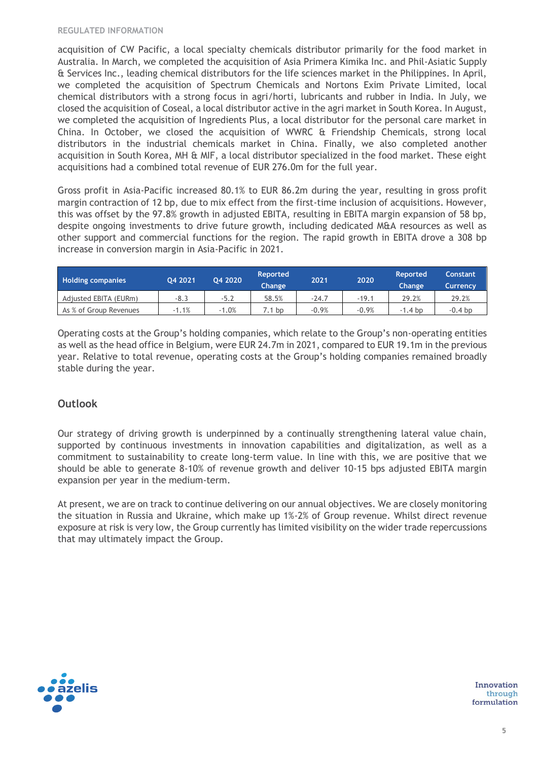acquisition of CW Pacific, a local specialty chemicals distributor primarily for the food market in Australia. In March, we completed the acquisition of Asia Primera Kimika Inc. and Phil-Asiatic Supply & Services Inc., leading chemical distributors for the life sciences market in the Philippines. In April, we completed the acquisition of Spectrum Chemicals and Nortons Exim Private Limited, local chemical distributors with a strong focus in agri/horti, lubricants and rubber in India. In July, we closed the acquisition of Coseal, a local distributor active in the agri market in South Korea. In August, we completed the acquisition of Ingredients Plus, a local distributor for the personal care market in China. In October, we closed the acquisition of WWRC & Friendship Chemicals, strong local distributors in the industrial chemicals market in China. Finally, we also completed another acquisition in South Korea, MH & MIF, a local distributor specialized in the food market. These eight acquisitions had a combined total revenue of EUR 276.0m for the full year.

Gross profit in Asia-Pacific increased 80.1% to EUR 86.2m during the year, resulting in gross profit margin contraction of 12 bp, due to mix effect from the first-time inclusion of acquisitions. However, this was offset by the 97.8% growth in adjusted EBITA, resulting in EBITA margin expansion of 58 bp, despite ongoing investments to drive future growth, including dedicated M&A resources as well as other support and commercial functions for the region. The rapid growth in EBITA drove a 308 bp increase in conversion margin in Asia-Pacific in 2021.

| Holding companies | Q4 2021 | Q4 2020 | Reported Change | 2021 | 2020 | Reported Change | Constant Currency |
|---|---|---|---|---|---|---|---|
| Adjusted EBITA (EURm) | -8.3 | -5.2 | 58.5% | -24.7 | -19.1 | 29.2% | 29.2% |
| As % of Group Revenues | -1.1% | -1.0% | 7.1 bp | -0.9% | -0.9% | -1.4 bp | -0.4 bp |

Operating costs at the Group's holding companies, which relate to the Group's non-operating entities as well as the head office in Belgium, were EUR 24.7m in 2021, compared to EUR 19.1m in the previous year. Relative to total revenue, operating costs at the Group's holding companies remained broadly stable during the year.

## Outlook

Our strategy of driving growth is underpinned by a continually strengthening lateral value chain, supported by continuous investments in innovation capabilities and digitalization, as well as a commitment to sustainability to create long-term value. In line with this, we are positive that we should be able to generate 8-10% of revenue growth and deliver 10-15 bps adjusted EBITA margin expansion per year in the medium-term.

At present, we are on track to continue delivering on our annual objectives. We are closely monitoring the situation in Russia and Ukraine, which make up 1%-2% of Group revenue. Whilst direct revenue exposure at risk is very low, the Group currently has limited visibility on the wider trade repercussions that may ultimately impact the Group.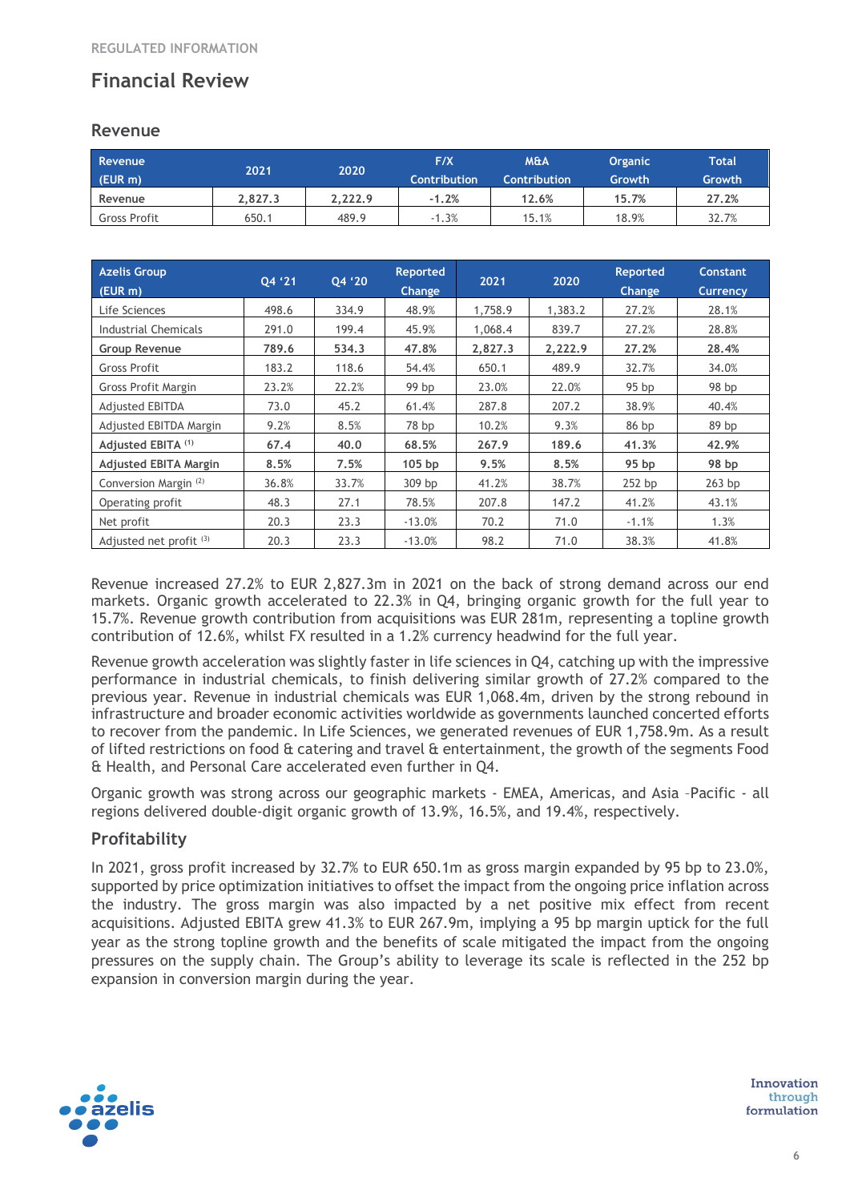REGULATED INFORMATION

# Financial Review

## Revenue

| Revenue (EUR m) | 2021 | 2020 | F/X Contribution | M&A Contribution | Organic Growth | Total Growth |
|---|---|---|---|---|---|---|
| **Revenue** | **2,827.3** | **2,222.9** | **-1.2%** | **12.6%** | **15.7%** | **27.2%** |
| Gross Profit | 650.1 | 489.9 | -1.3% | 15.1% | 18.9% | 32.7% |

| Azelis Group (EUR m) | Q4 '21 | Q4 '20 | Reported Change | 2021 | 2020 | Reported Change | Constant Currency |
|---|---|---|---|---|---|---|---|
| Life Sciences | 498.6 | 334.9 | 48.9% | 1,758.9 | 1,383.2 | 27.2% | 28.1% |
| Industrial Chemicals | 291.0 | 199.4 | 45.9% | 1,068.4 | 839.7 | 27.2% | 28.8% |
| **Group Revenue** | **789.6** | **534.3** | **47.8%** | **2,827.3** | **2,222.9** | **27.2%** | **28.4%** |
| Gross Profit | 183.2 | 118.6 | 54.4% | 650.1 | 489.9 | 32.7% | 34.0% |
| Gross Profit Margin | 23.2% | 22.2% | 99 bp | 23.0% | 22.0% | 95 bp | 98 bp |
| Adjusted EBITDA | 73.0 | 45.2 | 61.4% | 287.8 | 207.2 | 38.9% | 40.4% |
| Adjusted EBITDA Margin | 9.2% | 8.5% | 78 bp | 10.2% | 9.3% | 86 bp | 89 bp |
| **Adjusted EBITA [(1)]** | **67.4** | **40.0** | **68.5%** | **267.9** | **189.6** | **41.3%** | **42.9%** |
| **Adjusted EBITA Margin** | **8.5%** | **7.5%** | **105 bp** | **9.5%** | **8.5%** | **95 bp** | **98 bp** |
| Conversion Margin [(2)] | 36.8% | 33.7% | 309 bp | 41.2% | 38.7% | 252 bp | 263 bp |
| Operating profit | 48.3 | 27.1 | 78.5% | 207.8 | 147.2 | 41.2% | 43.1% |
| Net profit | 20.3 | 23.3 | -13.0% | 70.2 | 71.0 | -1.1% | 1.3% |
| Adjusted net profit [(3)] | 20.3 | 23.3 | -13.0% | 98.2 | 71.0 | 38.3% | 41.8% |

Revenue increased 27.2% to EUR 2,827.3m in 2021 on the back of strong demand across our end markets. Organic growth accelerated to 22.3% in Q4, bringing organic growth for the full year to 15.7%. Revenue growth contribution from acquisitions was EUR 281m, representing a topline growth contribution of 12.6%, whilst FX resulted in a 1.2% currency headwind for the full year.

Revenue growth acceleration was slightly faster in life sciences in Q4, catching up with the impressive performance in industrial chemicals, to finish delivering similar growth of 27.2% compared to the previous year. Revenue in industrial chemicals was EUR 1,068.4m, driven by the strong rebound in infrastructure and broader economic activities worldwide as governments launched concerted efforts to recover from the pandemic. In Life Sciences, we generated revenues of EUR 1,758.9m. As a result of lifted restrictions on food & catering and travel & entertainment, the growth of the segments Food & Health, and Personal Care accelerated even further in Q4.

Organic growth was strong across our geographic markets - EMEA, Americas, and Asia –Pacific - all regions delivered double-digit organic growth of 13.9%, 16.5%, and 19.4%, respectively.

## Profitability

In 2021, gross profit increased by 32.7% to EUR 650.1m as gross margin expanded by 95 bp to 23.0%, supported by price optimization initiatives to offset the impact from the ongoing price inflation across the industry. The gross margin was also impacted by a net positive mix effect from recent acquisitions. Adjusted EBITA grew 41.3% to EUR 267.9m, implying a 95 bp margin uptick for the full year as the strong topline growth and the benefits of scale mitigated the impact from the ongoing pressures on the supply chain. The Group's ability to leverage its scale is reflected in the 252 bp expansion in conversion margin during the year.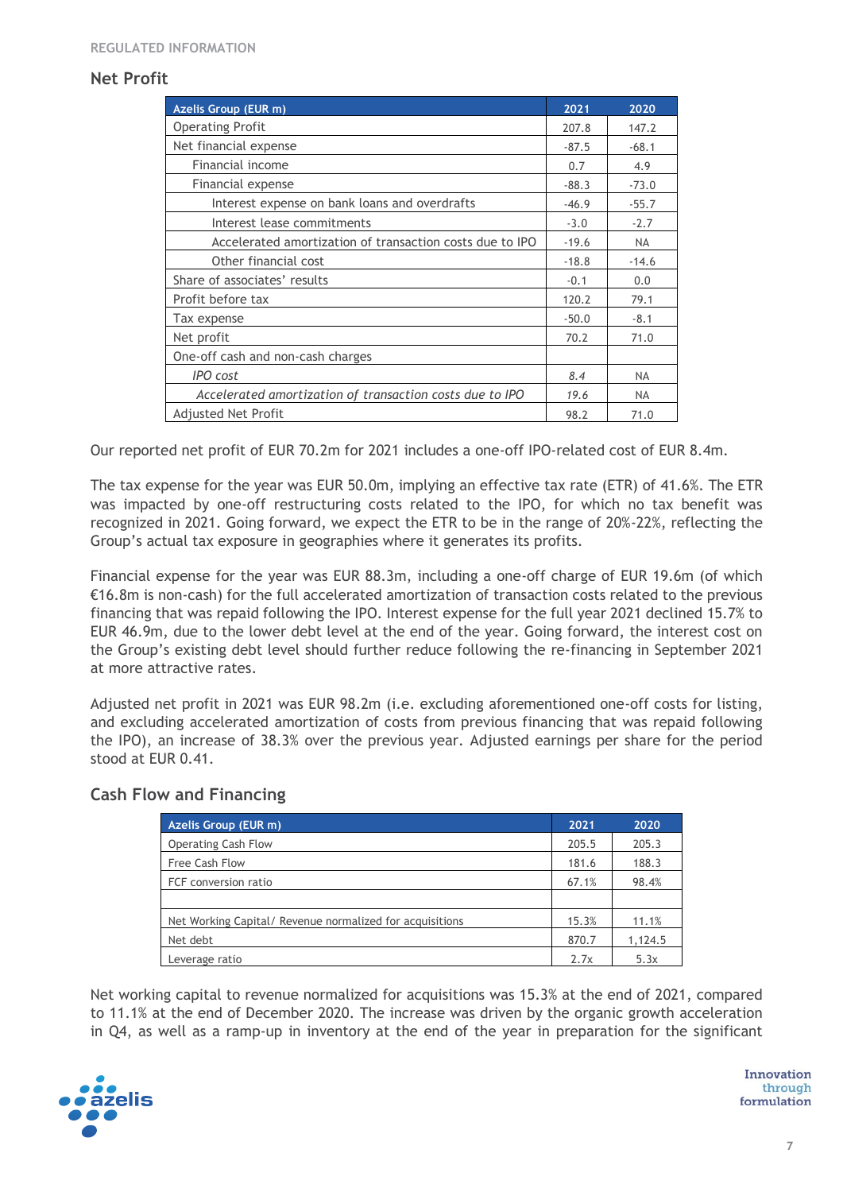## Net Profit

| Azelis Group (EUR m) | 2021 | 2020 |
|---|---|---|
| Operating Profit | 207.8 | 147.2 |
| Net financial expense | -87.5 | -68.1 |
| Financial income | 0.7 | 4.9 |
| Financial expense | -88.3 | -73.0 |
| Interest expense on bank loans and overdrafts | -46.9 | -55.7 |
| Interest lease commitments | -3.0 | -2.7 |
| Accelerated amortization of transaction costs due to IPO | -19.6 | NA |
| Other financial cost | -18.8 | -14.6 |
| Share of associates' results | -0.1 | 0.0 |
| Profit before tax | 120.2 | 79.1 |
| Tax expense | -50.0 | -8.1 |
| Net profit | 70.2 | 71.0 |
| One-off cash and non-cash charges | | |
| *IPO cost* | *8.4* | NA |
| *Accelerated amortization of transaction costs due to IPO* | *19.6* | NA |
| Adjusted Net Profit | 98.2 | 71.0 |

Our reported net profit of EUR 70.2m for 2021 includes a one-off IPO-related cost of EUR 8.4m.

The tax expense for the year was EUR 50.0m, implying an effective tax rate (ETR) of 41.6%. The ETR was impacted by one-off restructuring costs related to the IPO, for which no tax benefit was recognized in 2021. Going forward, we expect the ETR to be in the range of 20%-22%, reflecting the Group's actual tax exposure in geographies where it generates its profits.

Financial expense for the year was EUR 88.3m, including a one-off charge of EUR 19.6m (of which €16.8m is non-cash) for the full accelerated amortization of transaction costs related to the previous financing that was repaid following the IPO. Interest expense for the full year 2021 declined 15.7% to EUR 46.9m, due to the lower debt level at the end of the year. Going forward, the interest cost on the Group's existing debt level should further reduce following the re-financing in September 2021 at more attractive rates.

Adjusted net profit in 2021 was EUR 98.2m (i.e. excluding aforementioned one-off costs for listing, and excluding accelerated amortization of costs from previous financing that was repaid following the IPO), an increase of 38.3% over the previous year. Adjusted earnings per share for the period stood at EUR 0.41.

## Cash Flow and Financing

| Azelis Group (EUR m) | 2021 | 2020 |
|---|---|---|
| Operating Cash Flow | 205.5 | 205.3 |
| Free Cash Flow | 181.6 | 188.3 |
| FCF conversion ratio | 67.1% | 98.4% |
| | | |
| Net Working Capital/ Revenue normalized for acquisitions | 15.3% | 11.1% |
| Net debt | 870.7 | 1,124.5 |
| Leverage ratio | 2.7x | 5.3x |

Net working capital to revenue normalized for acquisitions was 15.3% at the end of 2021, compared to 11.1% at the end of December 2020. The increase was driven by the organic growth acceleration in Q4, as well as a ramp-up in inventory at the end of the year in preparation for the significant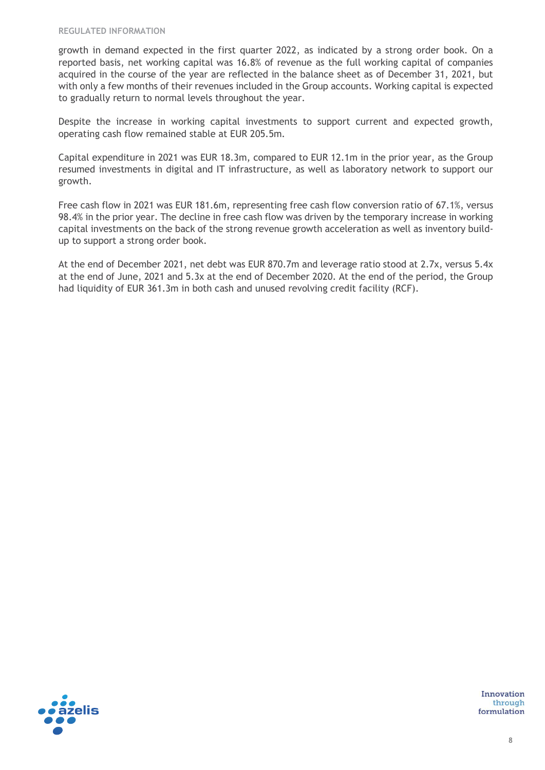growth in demand expected in the first quarter 2022, as indicated by a strong order book. On a reported basis, net working capital was 16.8% of revenue as the full working capital of companies acquired in the course of the year are reflected in the balance sheet as of December 31, 2021, but with only a few months of their revenues included in the Group accounts. Working capital is expected to gradually return to normal levels throughout the year.

Despite the increase in working capital investments to support current and expected growth, operating cash flow remained stable at EUR 205.5m.

Capital expenditure in 2021 was EUR 18.3m, compared to EUR 12.1m in the prior year, as the Group resumed investments in digital and IT infrastructure, as well as laboratory network to support our growth.

Free cash flow in 2021 was EUR 181.6m, representing free cash flow conversion ratio of 67.1%, versus 98.4% in the prior year. The decline in free cash flow was driven by the temporary increase in working capital investments on the back of the strong revenue growth acceleration as well as inventory build-up to support a strong order book.

At the end of December 2021, net debt was EUR 870.7m and leverage ratio stood at 2.7x, versus 5.4x at the end of June, 2021 and 5.3x at the end of December 2020. At the end of the period, the Group had liquidity of EUR 361.3m in both cash and unused revolving credit facility (RCF).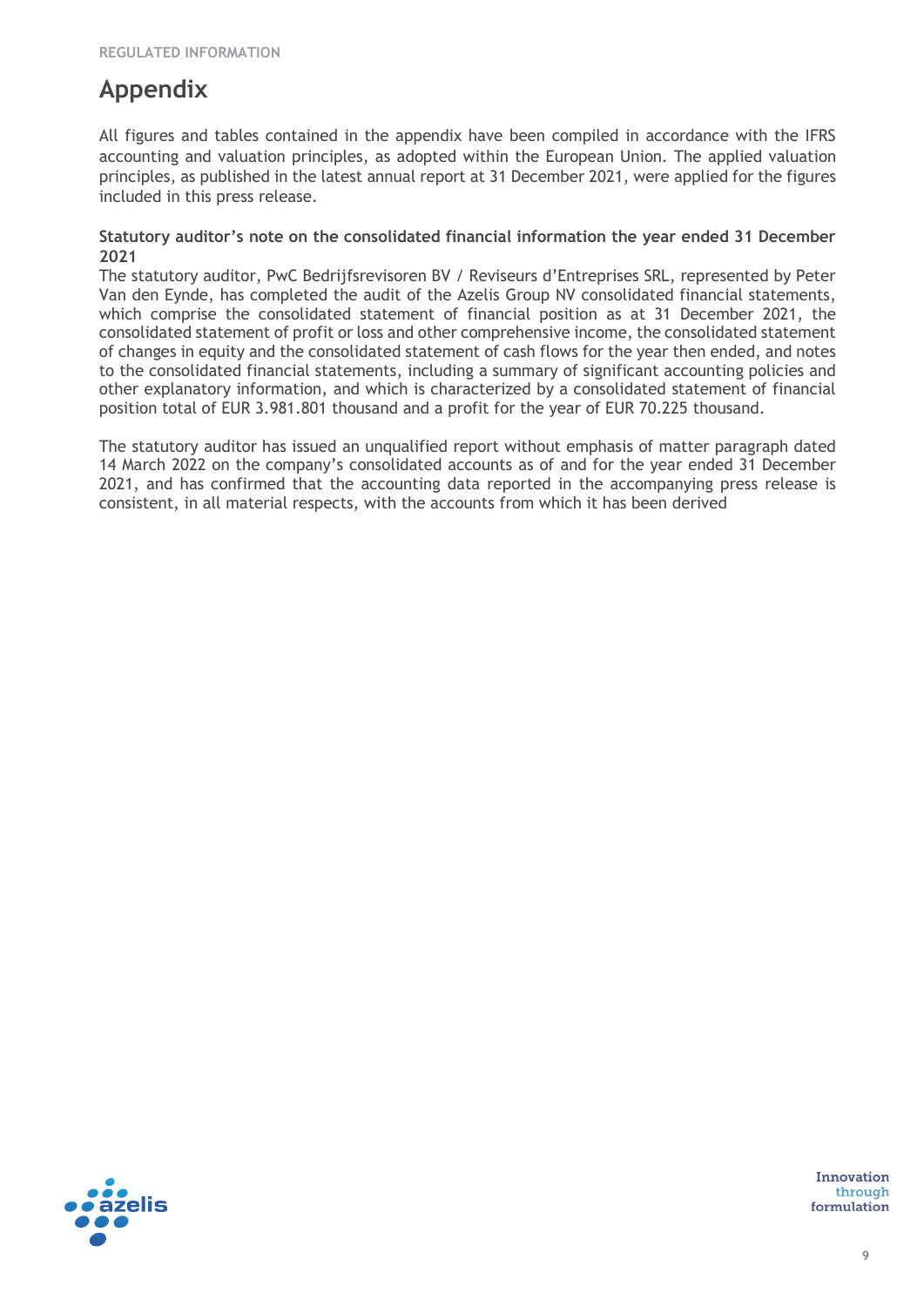# Appendix

All figures and tables contained in the appendix have been compiled in accordance with the IFRS accounting and valuation principles, as adopted within the European Union. The applied valuation principles, as published in the latest annual report at 31 December 2021, were applied for the figures included in this press release.

**Statutory auditor's note on the consolidated financial information the year ended 31 December 2021**

The statutory auditor, PwC Bedrijfsrevisoren BV / Reviseurs d'Entreprises SRL, represented by Peter Van den Eynde, has completed the audit of the Azelis Group NV consolidated financial statements, which comprise the consolidated statement of financial position as at 31 December 2021, the consolidated statement of profit or loss and other comprehensive income, the consolidated statement of changes in equity and the consolidated statement of cash flows for the year then ended, and notes to the consolidated financial statements, including a summary of significant accounting policies and other explanatory information, and which is characterized by a consolidated statement of financial position total of EUR 3.981.801 thousand and a profit for the year of EUR 70.225 thousand.

The statutory auditor has issued an unqualified report without emphasis of matter paragraph dated 14 March 2022 on the company's consolidated accounts as of and for the year ended 31 December 2021, and has confirmed that the accounting data reported in the accompanying press release is consistent, in all material respects, with the accounts from which it has been derived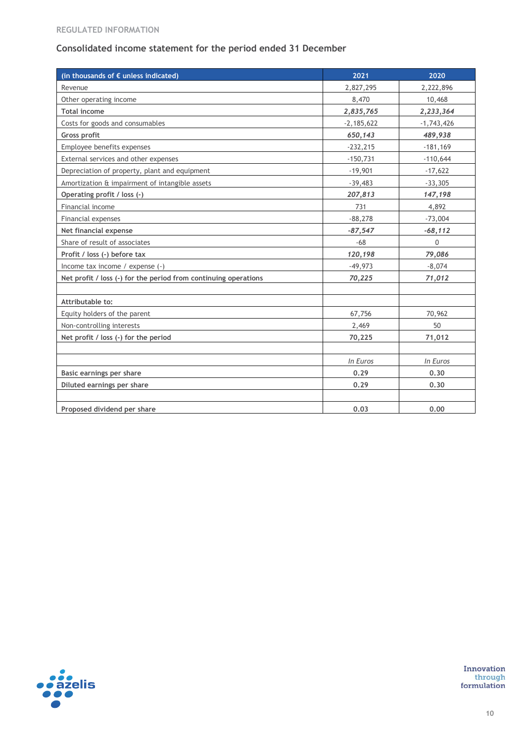REGULATED INFORMATION

## Consolidated income statement for the period ended 31 December

| (in thousands of € unless indicated) | 2021 | 2020 |
|---|---|---|
| Revenue | 2,827,295 | 2,222,896 |
| Other operating income | 8,470 | 10,468 |
| **Total income** | ***2,835,765*** | ***2,233,364*** |
| Costs for goods and consumables | -2,185,622 | -1,743,426 |
| **Gross profit** | ***650,143*** | ***489,938*** |
| Employee benefits expenses | -232,215 | -181,169 |
| External services and other expenses | -150,731 | -110,644 |
| Depreciation of property, plant and equipment | -19,901 | -17,622 |
| Amortization & impairment of intangible assets | -39,483 | -33,305 |
| **Operating profit / loss (-)** | ***207,813*** | ***147,198*** |
| Financial income | 731 | 4,892 |
| Financial expenses | -88,278 | -73,004 |
| **Net financial expense** | ***-87,547*** | ***-68,112*** |
| Share of result of associates | -68 | 0 |
| **Profit / loss (-) before tax** | ***120,198*** | ***79,086*** |
| Income tax income / expense (-) | -49,973 | -8,074 |
| **Net profit / loss (-) for the period from continuing operations** | ***70,225*** | ***71,012*** |
| | | |
| **Attributable to:** | | |
| Equity holders of the parent | 67,756 | 70,962 |
| Non-controlling interests | 2,469 | 50 |
| **Net profit / loss (-) for the period** | **70,225** | **71,012** |
| | | |
| | *In Euros* | *In Euros* |
| **Basic earnings per share** | **0.29** | **0.30** |
| **Diluted earnings per share** | **0.29** | **0.30** |
| | | |
| **Proposed dividend per share** | **0.03** | **0.00** |

Innovation through formulation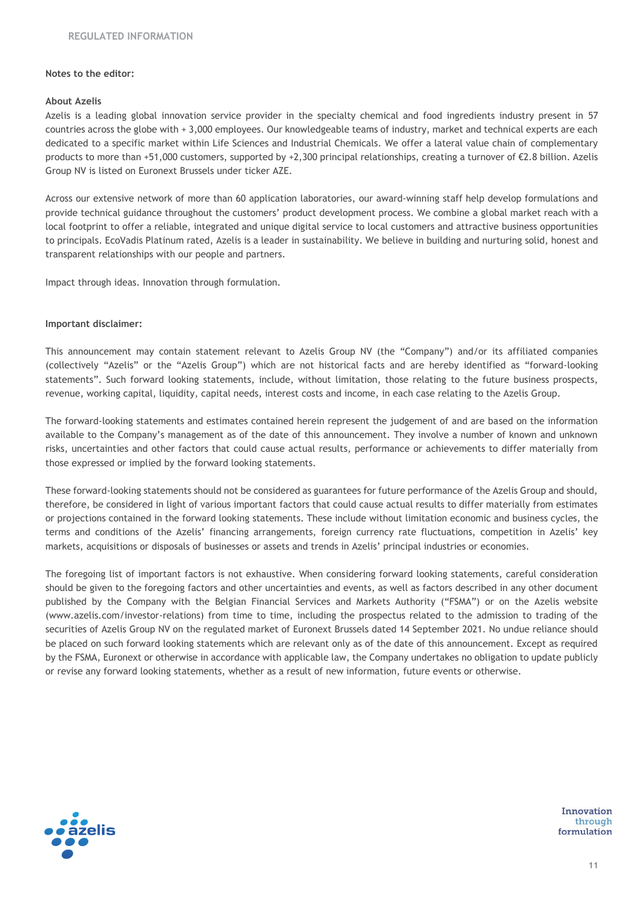**Notes to the editor:**

**About Azelis**

Azelis is a leading global innovation service provider in the specialty chemical and food ingredients industry present in 57 countries across the globe with + 3,000 employees. Our knowledgeable teams of industry, market and technical experts are each dedicated to a specific market within Life Sciences and Industrial Chemicals. We offer a lateral value chain of complementary products to more than +51,000 customers, supported by +2,300 principal relationships, creating a turnover of €2.8 billion. Azelis Group NV is listed on Euronext Brussels under ticker AZE.

Across our extensive network of more than 60 application laboratories, our award-winning staff help develop formulations and provide technical guidance throughout the customers' product development process. We combine a global market reach with a local footprint to offer a reliable, integrated and unique digital service to local customers and attractive business opportunities to principals. EcoVadis Platinum rated, Azelis is a leader in sustainability. We believe in building and nurturing solid, honest and transparent relationships with our people and partners.

Impact through ideas. Innovation through formulation.

**Important disclaimer:**

This announcement may contain statement relevant to Azelis Group NV (the "Company") and/or its affiliated companies (collectively "Azelis" or the "Azelis Group") which are not historical facts and are hereby identified as "forward-looking statements". Such forward looking statements, include, without limitation, those relating to the future business prospects, revenue, working capital, liquidity, capital needs, interest costs and income, in each case relating to the Azelis Group.

The forward-looking statements and estimates contained herein represent the judgement of and are based on the information available to the Company's management as of the date of this announcement. They involve a number of known and unknown risks, uncertainties and other factors that could cause actual results, performance or achievements to differ materially from those expressed or implied by the forward looking statements.

These forward-looking statements should not be considered as guarantees for future performance of the Azelis Group and should, therefore, be considered in light of various important factors that could cause actual results to differ materially from estimates or projections contained in the forward looking statements. These include without limitation economic and business cycles, the terms and conditions of the Azelis' financing arrangements, foreign currency rate fluctuations, competition in Azelis' key markets, acquisitions or disposals of businesses or assets and trends in Azelis' principal industries or economies.

The foregoing list of important factors is not exhaustive. When considering forward looking statements, careful consideration should be given to the foregoing factors and other uncertainties and events, as well as factors described in any other document published by the Company with the Belgian Financial Services and Markets Authority ("FSMA") or on the Azelis website (www.azelis.com/investor-relations) from time to time, including the prospectus related to the admission to trading of the securities of Azelis Group NV on the regulated market of Euronext Brussels dated 14 September 2021. No undue reliance should be placed on such forward looking statements which are relevant only as of the date of this announcement. Except as required by the FSMA, Euronext or otherwise in accordance with applicable law, the Company undertakes no obligation to update publicly or revise any forward looking statements, whether as a result of new information, future events or otherwise.